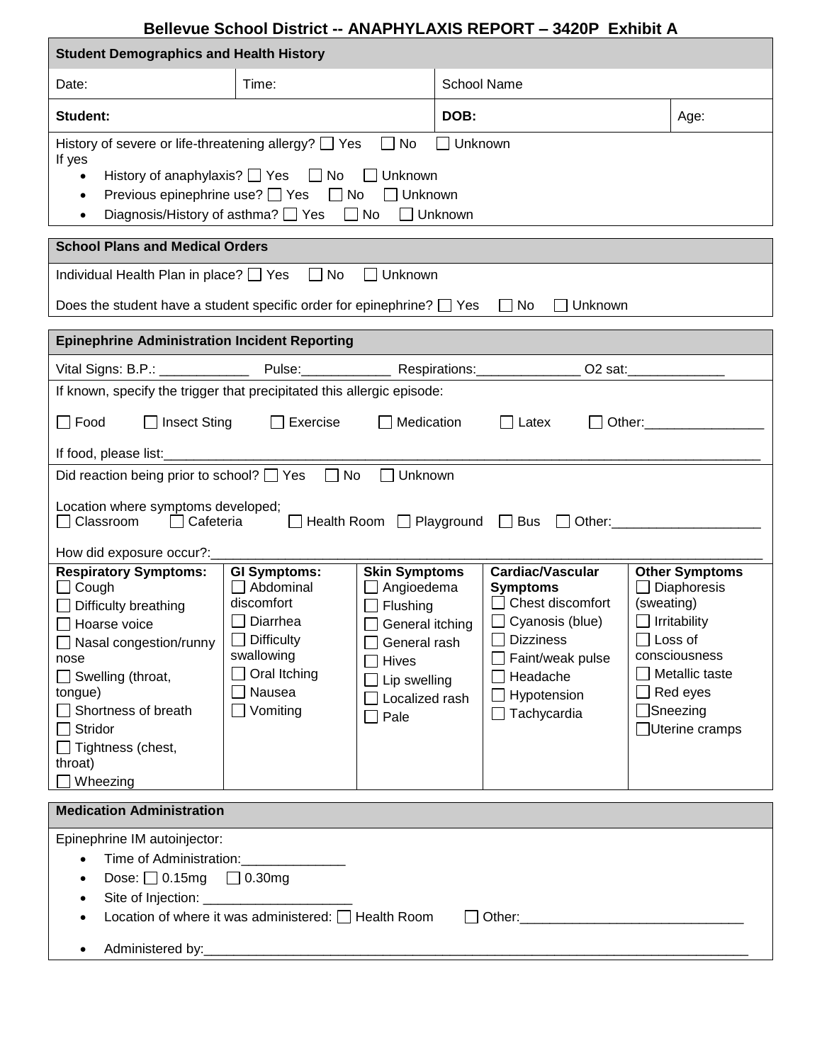# Bellevue School District -- ANAPHYLAXIS REPORT – 3420P Exhibit A

## Student Demographics and Health History

| Date: | Time: | School Name | |
|---|---|---|---|
| **Student:** | | **DOB:** | Age: |

History of severe or life-threatening allergy? ☐ Yes ☐ No ☐ Unknown
If yes

- History of anaphylaxis? ☐ Yes ☐ No ☐ Unknown
- Previous epinephrine use? ☐ Yes ☐ No ☐ Unknown
- Diagnosis/History of asthma? ☐ Yes ☐ No ☐ Unknown

## School Plans and Medical Orders

Individual Health Plan in place? ☐ Yes ☐ No ☐ Unknown

Does the student have a student specific order for epinephrine? ☐ Yes ☐ No ☐ Unknown

## Epinephrine Administration Incident Reporting

Vital Signs: B.P.: ____________ Pulse:____________ Respirations:______________ O2 sat:_____________

If known, specify the trigger that precipitated this allergic episode:

☐ Food ☐ Insect Sting ☐ Exercise ☐ Medication ☐ Latex ☐ Other:________________

If food, please list:_______________________________________________________________________________

Did reaction being prior to school? ☐ Yes ☐ No ☐ Unknown

Location where symptoms developed;
☐ Classroom ☐ Cafeteria ☐ Health Room ☐ Playground ☐ Bus ☐ Other:____________________

How did exposure occur?:__________________________________________________________________________

| **Respiratory Symptoms:** | **GI Symptoms:** | **Skin Symptoms** | **Cardiac/Vascular Symptoms** | **Other Symptoms** |
|---|---|---|---|---|
| ☐ Cough | ☐ Abdominal discomfort | ☐ Angioedema | ☐ Chest discomfort | ☐ Diaphoresis (sweating) |
| ☐ Difficulty breathing | ☐ Diarrhea | ☐ Flushing | ☐ Cyanosis (blue) | ☐ Irritability |
| ☐ Hoarse voice | ☐ Difficulty swallowing | ☐ General itching | ☐ Dizziness | ☐ Loss of consciousness |
| ☐ Nasal congestion/runny nose | ☐ Oral Itching | ☐ General rash | ☐ Faint/weak pulse | ☐ Metallic taste |
| ☐ Swelling (throat, tongue) | ☐ Nausea | ☐ Hives | ☐ Headache | ☐ Red eyes |
| ☐ Shortness of breath | ☐ Vomiting | ☐ Lip swelling | ☐ Hypotension | ☐ Sneezing |
| ☐ Stridor | | ☐ Localized rash | ☐ Tachycardia | ☐ Uterine cramps |
| ☐ Tightness (chest, throat) | | ☐ Pale | | |
| ☐ Wheezing | | | | |

## Medication Administration

Epinephrine IM autoinjector:

- Time of Administration:______________
- Dose: ☐ 0.15mg ☐ 0.30mg
- Site of Injection: ____________________
- Location of where it was administered: ☐ Health Room ☐ Other:_____________________________
- Administered by:_____________________________________________________________________________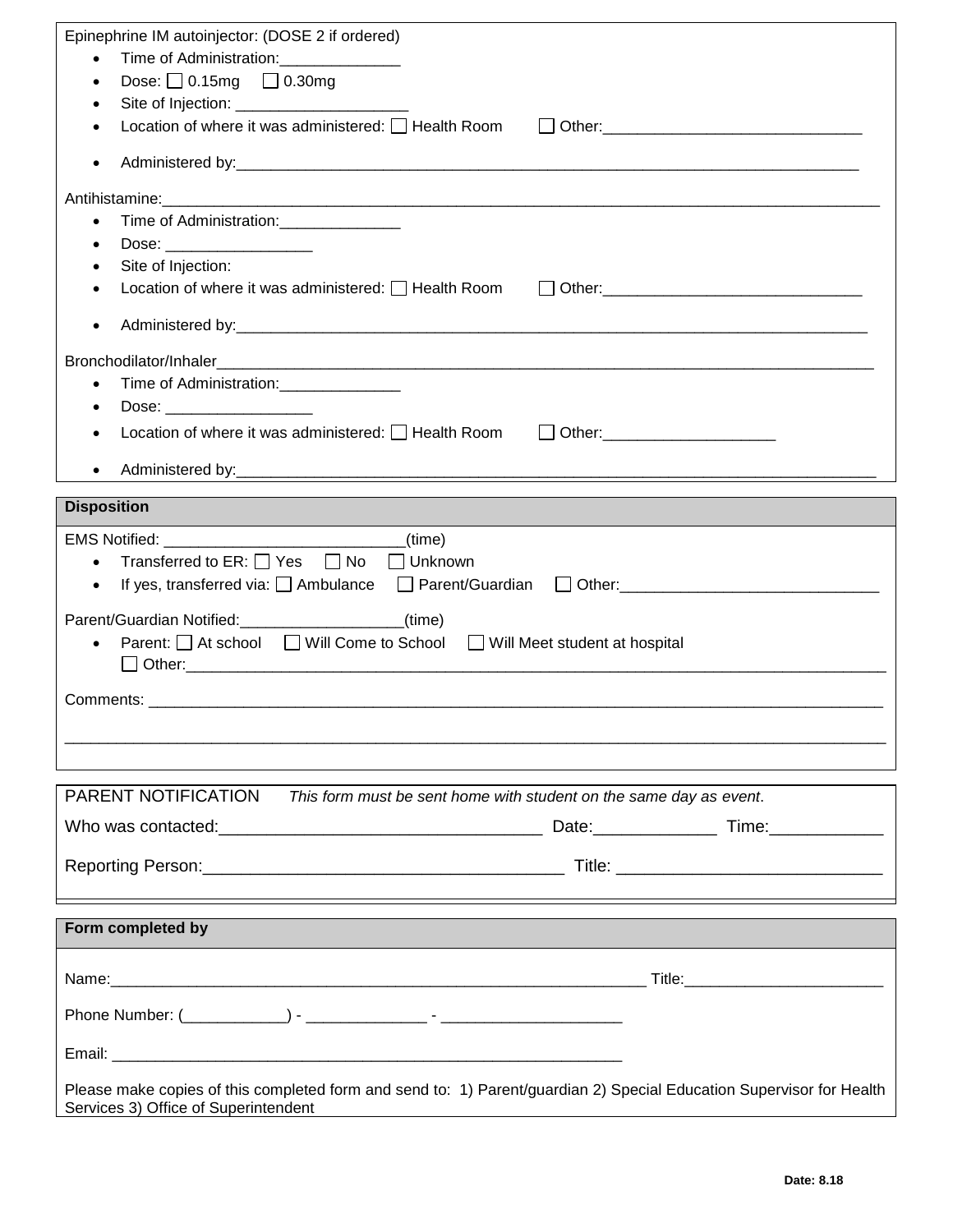Epinephrine IM autoinjector: (DOSE 2 if ordered)

- Time of Administration:______________
- Dose: ☐ 0.15mg ☐ 0.30mg
- Site of Injection: ____________________
- Location of where it was administered: ☐ Health Room ☐ Other:______________________________
- Administered by:____________________________________________________________________________

Antihistamine:_____________________________________________________________________________________

- Time of Administration:______________
- Dose: _________________
- Site of Injection:
- Location of where it was administered: ☐ Health Room ☐ Other:______________________________
- Administered by:____________________________________________________________________________

Bronchodilator/Inhaler______________________________________________________________________________

- Time of Administration:______________
- Dose: _________________
- Location of where it was administered: ☐ Health Room ☐ Other:____________________
- Administered by:____________________________________________________________________________

**Disposition**

EMS Notified: ____________________________(time)

- Transferred to ER: ☐ Yes ☐ No ☐ Unknown
- If yes, transferred via: ☐ Ambulance ☐ Parent/Guardian ☐ Other:______________________________

Parent/Guardian Notified:___________________(time)

- Parent: ☐ At school ☐ Will Come to School ☐ Will Meet student at hospital
  ☐ Other:_______________________________________________________________________________________

Comments: _________________________________________________________________________________________

___________________________________________________________________________________________________

PARENT NOTIFICATION *This form must be sent home with student on the same day as event*.

Who was contacted:_________________________________ Date:_____________ Time:____________

Reporting Person:_____________________________________ Title: ___________________________

**Form completed by**

Name:________________________________________________________________ Title:_______________________

Phone Number: (____________) - ______________ - _____________________

Email: ______________________________________________________________

Please make copies of this completed form and send to: 1) Parent/guardian 2) Special Education Supervisor for Health Services 3) Office of Superintendent

**Date: 8.18**